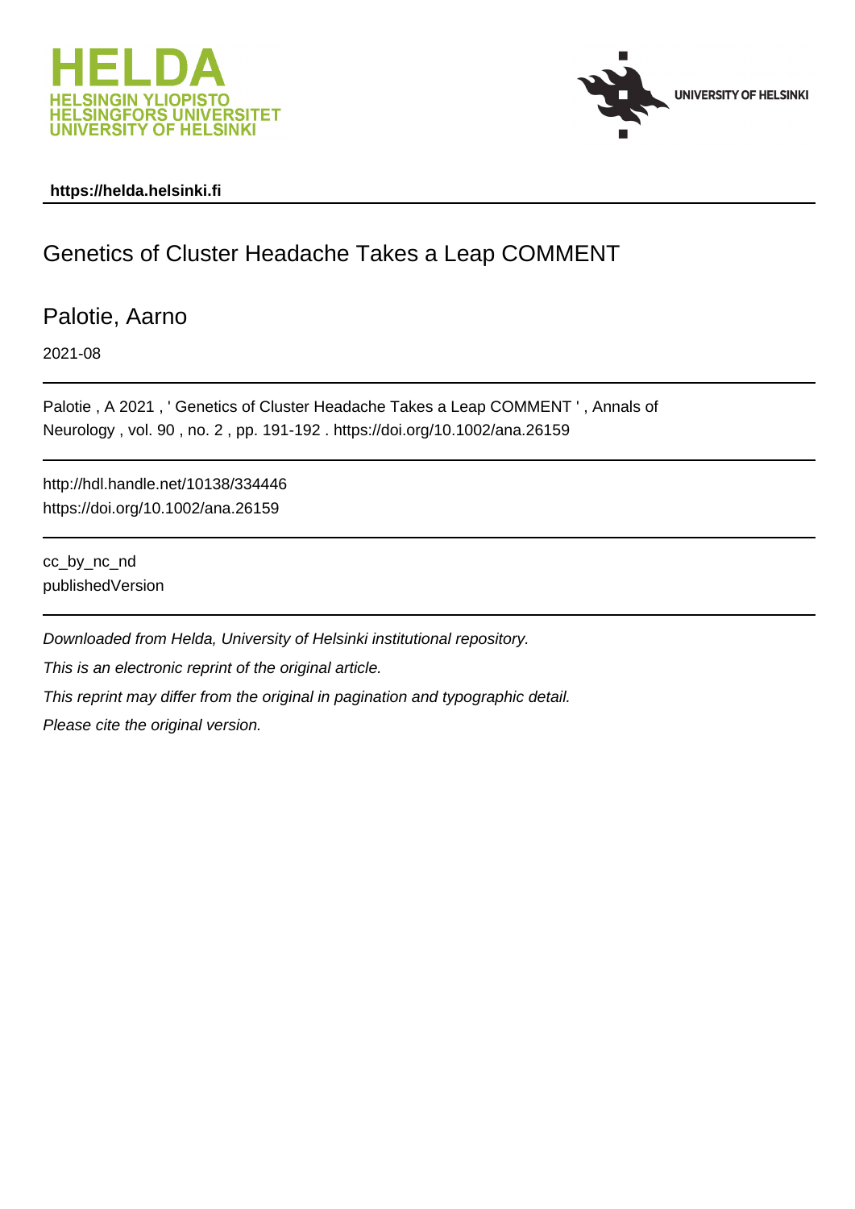https://helda.helsinki.fi

# Genetics of Cluster Headache Takes a Leap COMMENT

Palotie, Aarno

2021-08

Palotie , A 2021 , ' Genetics of Cluster Headache Takes a Leap COMMENT ' , Annals of Neurology , vol. 90 , no. 2 , pp. 191-192 . https://doi.org/10.1002/ana.26159

http://hdl.handle.net/10138/334446
https://doi.org/10.1002/ana.26159

cc_by_nc_nd
publishedVersion

*Downloaded from Helda, University of Helsinki institutional repository.*

*This is an electronic reprint of the original article.*

*This reprint may differ from the original in pagination and typographic detail.*

*Please cite the original version.*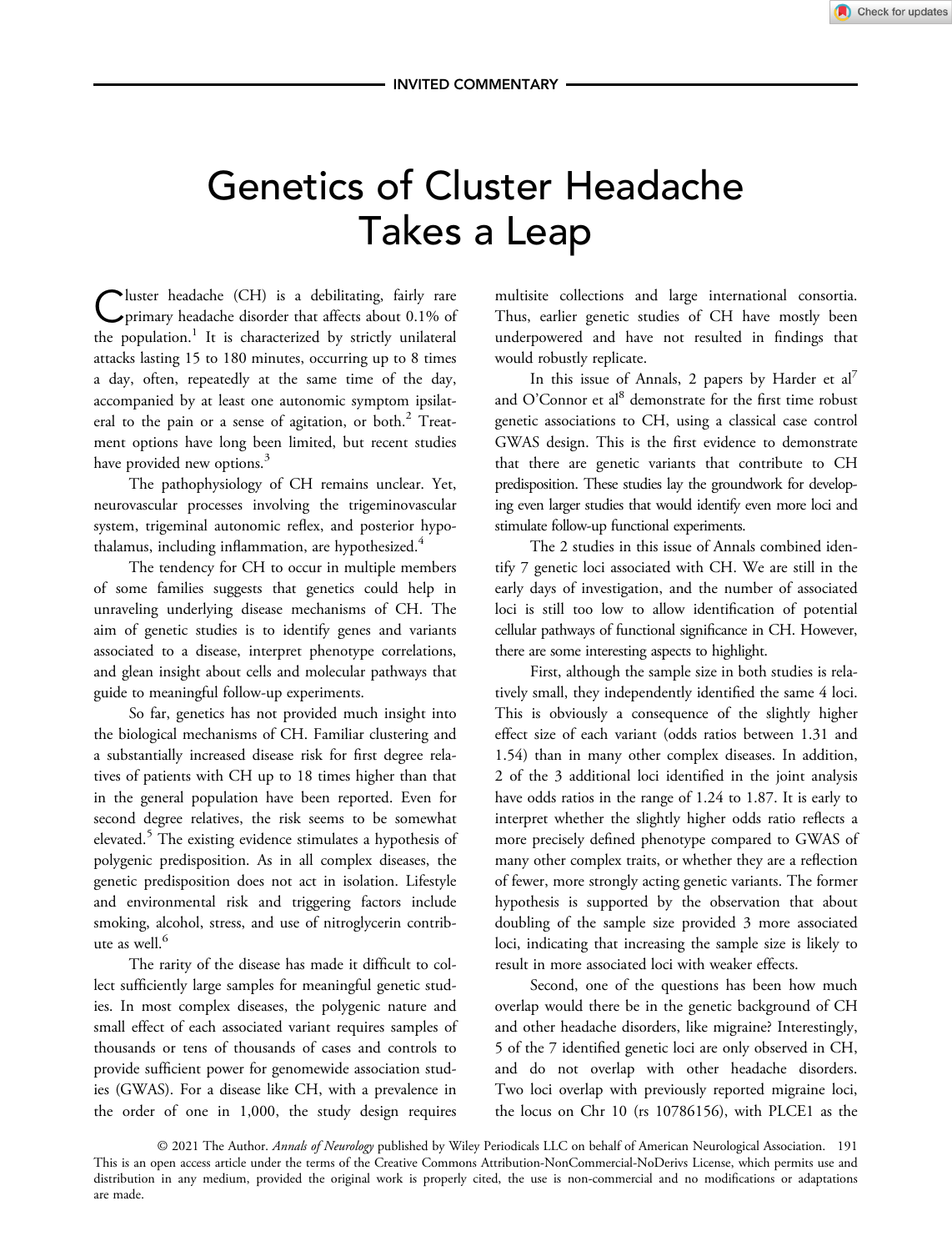INVITED COMMENTARY

# Genetics of Cluster Headache Takes a Leap

Cluster headache (CH) is a debilitating, fairly rare primary headache disorder that affects about 0.1% of the population.[1] It is characterized by strictly unilateral attacks lasting 15 to 180 minutes, occurring up to 8 times a day, often, repeatedly at the same time of the day, accompanied by at least one autonomic symptom ipsilateral to the pain or a sense of agitation, or both.[2] Treatment options have long been limited, but recent studies have provided new options.[3]

The pathophysiology of CH remains unclear. Yet, neurovascular processes involving the trigeminovascular system, trigeminal autonomic reflex, and posterior hypothalamus, including inflammation, are hypothesized.[4]

The tendency for CH to occur in multiple members of some families suggests that genetics could help in unraveling underlying disease mechanisms of CH. The aim of genetic studies is to identify genes and variants associated to a disease, interpret phenotype correlations, and glean insight about cells and molecular pathways that guide to meaningful follow-up experiments.

So far, genetics has not provided much insight into the biological mechanisms of CH. Familiar clustering and a substantially increased disease risk for first degree relatives of patients with CH up to 18 times higher than that in the general population have been reported. Even for second degree relatives, the risk seems to be somewhat elevated.[5] The existing evidence stimulates a hypothesis of polygenic predisposition. As in all complex diseases, the genetic predisposition does not act in isolation. Lifestyle and environmental risk and triggering factors include smoking, alcohol, stress, and use of nitroglycerin contribute as well.[6]

The rarity of the disease has made it difficult to collect sufficiently large samples for meaningful genetic studies. In most complex diseases, the polygenic nature and small effect of each associated variant requires samples of thousands or tens of thousands of cases and controls to provide sufficient power for genomewide association studies (GWAS). For a disease like CH, with a prevalence in the order of one in 1,000, the study design requires multisite collections and large international consortia. Thus, earlier genetic studies of CH have mostly been underpowered and have not resulted in findings that would robustly replicate.

In this issue of Annals, 2 papers by Harder et al[7] and O'Connor et al[8] demonstrate for the first time robust genetic associations to CH, using a classical case control GWAS design. This is the first evidence to demonstrate that there are genetic variants that contribute to CH predisposition. These studies lay the groundwork for developing even larger studies that would identify even more loci and stimulate follow-up functional experiments.

The 2 studies in this issue of Annals combined identify 7 genetic loci associated with CH. We are still in the early days of investigation, and the number of associated loci is still too low to allow identification of potential cellular pathways of functional significance in CH. However, there are some interesting aspects to highlight.

First, although the sample size in both studies is relatively small, they independently identified the same 4 loci. This is obviously a consequence of the slightly higher effect size of each variant (odds ratios between 1.31 and 1.54) than in many other complex diseases. In addition, 2 of the 3 additional loci identified in the joint analysis have odds ratios in the range of 1.24 to 1.87. It is early to interpret whether the slightly higher odds ratio reflects a more precisely defined phenotype compared to GWAS of many other complex traits, or whether they are a reflection of fewer, more strongly acting genetic variants. The former hypothesis is supported by the observation that about doubling of the sample size provided 3 more associated loci, indicating that increasing the sample size is likely to result in more associated loci with weaker effects.

Second, one of the questions has been how much overlap would there be in the genetic background of CH and other headache disorders, like migraine? Interestingly, 5 of the 7 identified genetic loci are only observed in CH, and do not overlap with other headache disorders. Two loci overlap with previously reported migraine loci, the locus on Chr 10 (rs 10786156), with PLCE1 as the

© 2021 The Author. *Annals of Neurology* published by Wiley Periodicals LLC on behalf of American Neurological Association.
This is an open access article under the terms of the Creative Commons Attribution-NonCommercial-NoDerivs License, which permits use and distribution in any medium, provided the original work is properly cited, the use is non-commercial and no modifications or adaptations are made.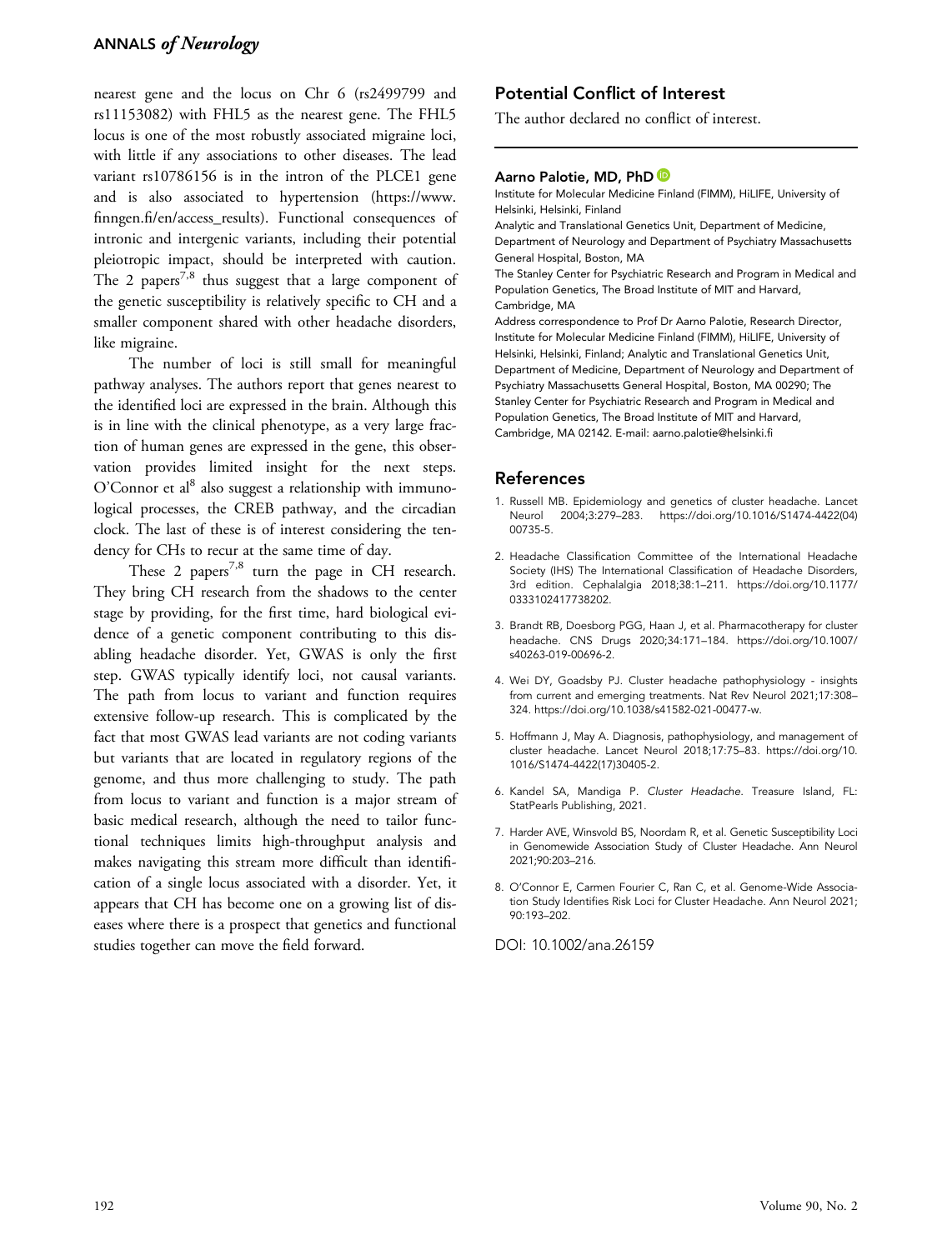nearest gene and the locus on Chr 6 (rs2499799 and rs11153082) with FHL5 as the nearest gene. The FHL5 locus is one of the most robustly associated migraine loci, with little if any associations to other diseases. The lead variant rs10786156 is in the intron of the PLCE1 gene and is also associated to hypertension (https://www.finngen.fi/en/access_results). Functional consequences of intronic and intergenic variants, including their potential pleiotropic impact, should be interpreted with caution. The 2 papers[7,8] thus suggest that a large component of the genetic susceptibility is relatively specific to CH and a smaller component shared with other headache disorders, like migraine.

The number of loci is still small for meaningful pathway analyses. The authors report that genes nearest to the identified loci are expressed in the brain. Although this is in line with the clinical phenotype, as a very large fraction of human genes are expressed in the gene, this observation provides limited insight for the next steps. O'Connor et al[8] also suggest a relationship with immunological processes, the CREB pathway, and the circadian clock. The last of these is of interest considering the tendency for CHs to recur at the same time of day.

These 2 papers[7,8] turn the page in CH research. They bring CH research from the shadows to the center stage by providing, for the first time, hard biological evidence of a genetic component contributing to this disabling headache disorder. Yet, GWAS is only the first step. GWAS typically identify loci, not causal variants. The path from locus to variant and function requires extensive follow-up research. This is complicated by the fact that most GWAS lead variants are not coding variants but variants that are located in regulatory regions of the genome, and thus more challenging to study. The path from locus to variant and function is a major stream of basic medical research, although the need to tailor functional techniques limits high-throughput analysis and makes navigating this stream more difficult than identification of a single locus associated with a disorder. Yet, it appears that CH has become one on a growing list of diseases where there is a prospect that genetics and functional studies together can move the field forward.

## Potential Conflict of Interest

The author declared no conflict of interest.

**Aarno Palotie, MD, PhD**

Institute for Molecular Medicine Finland (FIMM), HiLIFE, University of Helsinki, Helsinki, Finland
Analytic and Translational Genetics Unit, Department of Medicine, Department of Neurology and Department of Psychiatry Massachusetts General Hospital, Boston, MA
The Stanley Center for Psychiatric Research and Program in Medical and Population Genetics, The Broad Institute of MIT and Harvard, Cambridge, MA

Address correspondence to Prof Dr Aarno Palotie, Research Director, Institute for Molecular Medicine Finland (FIMM), HiLIFE, University of Helsinki, Helsinki, Finland; Analytic and Translational Genetics Unit, Department of Medicine, Department of Neurology and Department of Psychiatry Massachusetts General Hospital, Boston, MA 00290; The Stanley Center for Psychiatric Research and Program in Medical and Population Genetics, The Broad Institute of MIT and Harvard, Cambridge, MA 02142. E-mail: aarno.palotie@helsinki.fi

## References

1. Russell MB. Epidemiology and genetics of cluster headache. Lancet Neurol 2004;3:279–283. https://doi.org/10.1016/S1474-4422(04)00735-5.
2. Headache Classification Committee of the International Headache Society (IHS) The International Classification of Headache Disorders, 3rd edition. Cephalalgia 2018;38:1–211. https://doi.org/10.1177/0333102417738202.
3. Brandt RB, Doesborg PGG, Haan J, et al. Pharmacotherapy for cluster headache. CNS Drugs 2020;34:171–184. https://doi.org/10.1007/s40263-019-00696-2.
4. Wei DY, Goadsby PJ. Cluster headache pathophysiology - insights from current and emerging treatments. Nat Rev Neurol 2021;17:308–324. https://doi.org/10.1038/s41582-021-00477-w.
5. Hoffmann J, May A. Diagnosis, pathophysiology, and management of cluster headache. Lancet Neurol 2018;17:75–83. https://doi.org/10.1016/S1474-4422(17)30405-2.
6. Kandel SA, Mandiga P. *Cluster Headache*. Treasure Island, FL: StatPearls Publishing, 2021.
7. Harder AVE, Winsvold BS, Noordam R, et al. Genetic Susceptibility Loci in Genomewide Association Study of Cluster Headache. Ann Neurol 2021;90:203–216.
8. O'Connor E, Carmen Fourier C, Ran C, et al. Genome-Wide Association Study Identifies Risk Loci for Cluster Headache. Ann Neurol 2021;90:193–202.

DOI: 10.1002/ana.26159